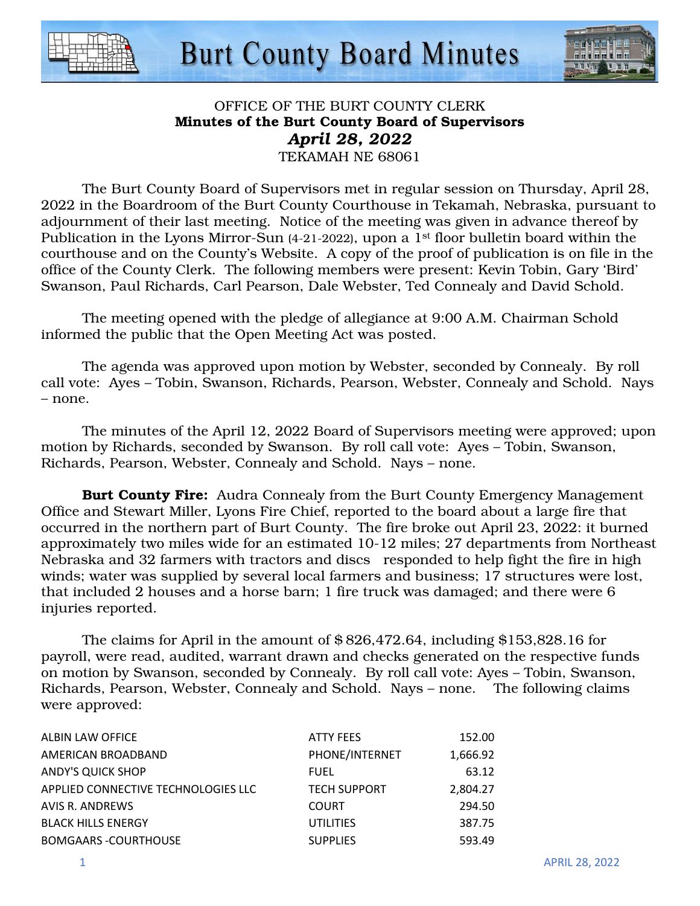# Burt County Board Minutes

OFFICE OF THE BURT COUNTY CLERK
**Minutes of the Burt County Board of Supervisors**
***April 28, 2022***
TEKAMAH NE 68061

The Burt County Board of Supervisors met in regular session on Thursday, April 28, 2022 in the Boardroom of the Burt County Courthouse in Tekamah, Nebraska, pursuant to adjournment of their last meeting. Notice of the meeting was given in advance thereof by Publication in the Lyons Mirror-Sun (4-21-2022), upon a 1st floor bulletin board within the courthouse and on the County's Website. A copy of the proof of publication is on file in the office of the County Clerk. The following members were present: Kevin Tobin, Gary 'Bird' Swanson, Paul Richards, Carl Pearson, Dale Webster, Ted Connealy and David Schold.

The meeting opened with the pledge of allegiance at 9:00 A.M. Chairman Schold informed the public that the Open Meeting Act was posted.

The agenda was approved upon motion by Webster, seconded by Connealy. By roll call vote: Ayes – Tobin, Swanson, Richards, Pearson, Webster, Connealy and Schold. Nays – none.

The minutes of the April 12, 2022 Board of Supervisors meeting were approved; upon motion by Richards, seconded by Swanson. By roll call vote: Ayes – Tobin, Swanson, Richards, Pearson, Webster, Connealy and Schold. Nays – none.

**Burt County Fire:** Audra Connealy from the Burt County Emergency Management Office and Stewart Miller, Lyons Fire Chief, reported to the board about a large fire that occurred in the northern part of Burt County. The fire broke out April 23, 2022: it burned approximately two miles wide for an estimated 10-12 miles; 27 departments from Northeast Nebraska and 32 farmers with tractors and discs responded to help fight the fire in high winds; water was supplied by several local farmers and business; 17 structures were lost, that included 2 houses and a horse barn; 1 fire truck was damaged; and there were 6 injuries reported.

The claims for April in the amount of $ 826,472.64, including $153,828.16 for payroll, were read, audited, warrant drawn and checks generated on the respective funds on motion by Swanson, seconded by Connealy. By roll call vote: Ayes – Tobin, Swanson, Richards, Pearson, Webster, Connealy and Schold. Nays – none. The following claims were approved:

| | | |
|---|---|---|
| ALBIN LAW OFFICE | ATTY FEES | 152.00 |
| AMERICAN BROADBAND | PHONE/INTERNET | 1,666.92 |
| ANDY'S QUICK SHOP | FUEL | 63.12 |
| APPLIED CONNECTIVE TECHNOLOGIES LLC | TECH SUPPORT | 2,804.27 |
| AVIS R. ANDREWS | COURT | 294.50 |
| BLACK HILLS ENERGY | UTILITIES | 387.75 |
| BOMGAARS -COURTHOUSE | SUPPLIES | 593.49 |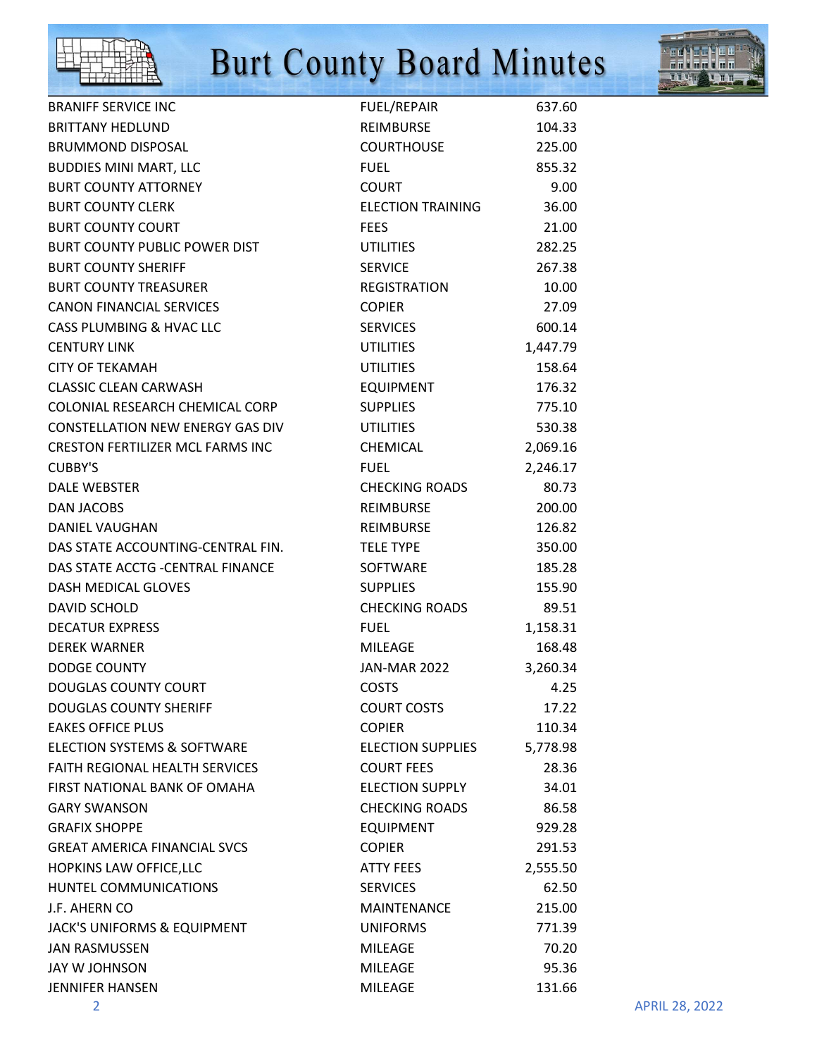| | | |
|---|---|---|
| BRANIFF SERVICE INC | FUEL/REPAIR | 637.60 |
| BRITTANY HEDLUND | REIMBURSE | 104.33 |
| BRUMMOND DISPOSAL | COURTHOUSE | 225.00 |
| BUDDIES MINI MART, LLC | FUEL | 855.32 |
| BURT COUNTY ATTORNEY | COURT | 9.00 |
| BURT COUNTY CLERK | ELECTION TRAINING | 36.00 |
| BURT COUNTY COURT | FEES | 21.00 |
| BURT COUNTY PUBLIC POWER DIST | UTILITIES | 282.25 |
| BURT COUNTY SHERIFF | SERVICE | 267.38 |
| BURT COUNTY TREASURER | REGISTRATION | 10.00 |
| CANON FINANCIAL SERVICES | COPIER | 27.09 |
| CASS PLUMBING & HVAC LLC | SERVICES | 600.14 |
| CENTURY LINK | UTILITIES | 1,447.79 |
| CITY OF TEKAMAH | UTILITIES | 158.64 |
| CLASSIC CLEAN CARWASH | EQUIPMENT | 176.32 |
| COLONIAL RESEARCH CHEMICAL CORP | SUPPLIES | 775.10 |
| CONSTELLATION NEW ENERGY GAS DIV | UTILITIES | 530.38 |
| CRESTON FERTILIZER MCL FARMS INC | CHEMICAL | 2,069.16 |
| CUBBY'S | FUEL | 2,246.17 |
| DALE WEBSTER | CHECKING ROADS | 80.73 |
| DAN JACOBS | REIMBURSE | 200.00 |
| DANIEL VAUGHAN | REIMBURSE | 126.82 |
| DAS STATE ACCOUNTING-CENTRAL FIN. | TELE TYPE | 350.00 |
| DAS STATE ACCTG -CENTRAL FINANCE | SOFTWARE | 185.28 |
| DASH MEDICAL GLOVES | SUPPLIES | 155.90 |
| DAVID SCHOLD | CHECKING ROADS | 89.51 |
| DECATUR EXPRESS | FUEL | 1,158.31 |
| DEREK WARNER | MILEAGE | 168.48 |
| DODGE COUNTY | JAN-MAR 2022 | 3,260.34 |
| DOUGLAS COUNTY COURT | COSTS | 4.25 |
| DOUGLAS COUNTY SHERIFF | COURT COSTS | 17.22 |
| EAKES OFFICE PLUS | COPIER | 110.34 |
| ELECTION SYSTEMS & SOFTWARE | ELECTION SUPPLIES | 5,778.98 |
| FAITH REGIONAL HEALTH SERVICES | COURT FEES | 28.36 |
| FIRST NATIONAL BANK OF OMAHA | ELECTION SUPPLY | 34.01 |
| GARY SWANSON | CHECKING ROADS | 86.58 |
| GRAFIX SHOPPE | EQUIPMENT | 929.28 |
| GREAT AMERICA FINANCIAL SVCS | COPIER | 291.53 |
| HOPKINS LAW OFFICE,LLC | ATTY FEES | 2,555.50 |
| HUNTEL COMMUNICATIONS | SERVICES | 62.50 |
| J.F. AHERN CO | MAINTENANCE | 215.00 |
| JACK'S UNIFORMS & EQUIPMENT | UNIFORMS | 771.39 |
| JAN RASMUSSEN | MILEAGE | 70.20 |
| JAY W JOHNSON | MILEAGE | 95.36 |
| JENNIFER HANSEN | MILEAGE | 131.66 |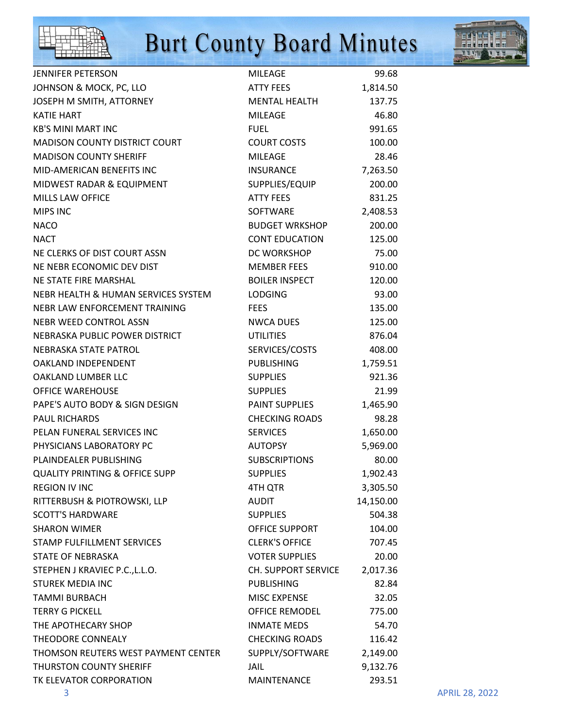| | | |
|---|---|---|
| JENNIFER PETERSON | MILEAGE | 99.68 |
| JOHNSON & MOCK, PC, LLO | ATTY FEES | 1,814.50 |
| JOSEPH M SMITH, ATTORNEY | MENTAL HEALTH | 137.75 |
| KATIE HART | MILEAGE | 46.80 |
| KB'S MINI MART INC | FUEL | 991.65 |
| MADISON COUNTY DISTRICT COURT | COURT COSTS | 100.00 |
| MADISON COUNTY SHERIFF | MILEAGE | 28.46 |
| MID-AMERICAN BENEFITS INC | INSURANCE | 7,263.50 |
| MIDWEST RADAR & EQUIPMENT | SUPPLIES/EQUIP | 200.00 |
| MILLS LAW OFFICE | ATTY FEES | 831.25 |
| MIPS INC | SOFTWARE | 2,408.53 |
| NACO | BUDGET WRKSHOP | 200.00 |
| NACT | CONT EDUCATION | 125.00 |
| NE CLERKS OF DIST COURT ASSN | DC WORKSHOP | 75.00 |
| NE NEBR ECONOMIC DEV DIST | MEMBER FEES | 910.00 |
| NE STATE FIRE MARSHAL | BOILER INSPECT | 120.00 |
| NEBR HEALTH & HUMAN SERVICES SYSTEM | LODGING | 93.00 |
| NEBR LAW ENFORCEMENT TRAINING | FEES | 135.00 |
| NEBR WEED CONTROL ASSN | NWCA DUES | 125.00 |
| NEBRASKA PUBLIC POWER DISTRICT | UTILITIES | 876.04 |
| NEBRASKA STATE PATROL | SERVICES/COSTS | 408.00 |
| OAKLAND INDEPENDENT | PUBLISHING | 1,759.51 |
| OAKLAND LUMBER LLC | SUPPLIES | 921.36 |
| OFFICE WAREHOUSE | SUPPLIES | 21.99 |
| PAPE'S AUTO BODY & SIGN DESIGN | PAINT SUPPLIES | 1,465.90 |
| PAUL RICHARDS | CHECKING ROADS | 98.28 |
| PELAN FUNERAL SERVICES INC | SERVICES | 1,650.00 |
| PHYSICIANS LABORATORY PC | AUTOPSY | 5,969.00 |
| PLAINDEALER PUBLISHING | SUBSCRIPTIONS | 80.00 |
| QUALITY PRINTING & OFFICE SUPP | SUPPLIES | 1,902.43 |
| REGION IV INC | 4TH QTR | 3,305.50 |
| RITTERBUSH & PIOTROWSKI, LLP | AUDIT | 14,150.00 |
| SCOTT'S HARDWARE | SUPPLIES | 504.38 |
| SHARON WIMER | OFFICE SUPPORT | 104.00 |
| STAMP FULFILLMENT SERVICES | CLERK'S OFFICE | 707.45 |
| STATE OF NEBRASKA | VOTER SUPPLIES | 20.00 |
| STEPHEN J KRAVIEC P.C.,L.L.O. | CH. SUPPORT SERVICE | 2,017.36 |
| STUREK MEDIA INC | PUBLISHING | 82.84 |
| TAMMI BURBACH | MISC EXPENSE | 32.05 |
| TERRY G PICKELL | OFFICE REMODEL | 775.00 |
| THE APOTHECARY SHOP | INMATE MEDS | 54.70 |
| THEODORE CONNEALY | CHECKING ROADS | 116.42 |
| THOMSON REUTERS WEST PAYMENT CENTER | SUPPLY/SOFTWARE | 2,149.00 |
| THURSTON COUNTY SHERIFF | JAIL | 9,132.76 |
| TK ELEVATOR CORPORATION | MAINTENANCE | 293.51 |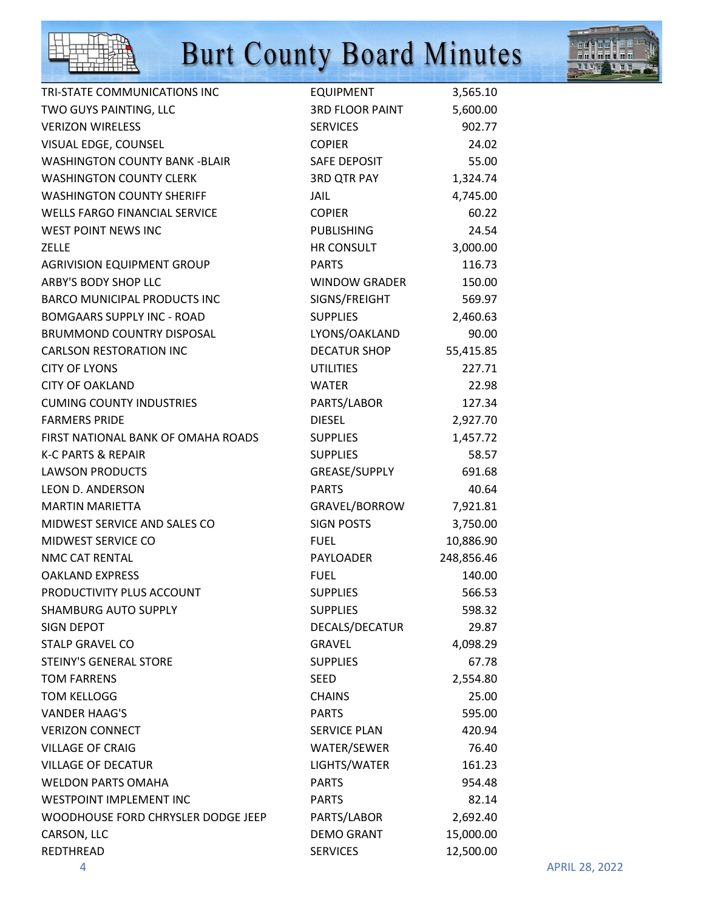| | | |
|---|---|---|
| TRI-STATE COMMUNICATIONS INC | EQUIPMENT | 3,565.10 |
| TWO GUYS PAINTING, LLC | 3RD FLOOR PAINT | 5,600.00 |
| VERIZON WIRELESS | SERVICES | 902.77 |
| VISUAL EDGE, COUNSEL | COPIER | 24.02 |
| WASHINGTON COUNTY BANK -BLAIR | SAFE DEPOSIT | 55.00 |
| WASHINGTON COUNTY CLERK | 3RD QTR PAY | 1,324.74 |
| WASHINGTON COUNTY SHERIFF | JAIL | 4,745.00 |
| WELLS FARGO FINANCIAL SERVICE | COPIER | 60.22 |
| WEST POINT NEWS INC | PUBLISHING | 24.54 |
| ZELLE | HR CONSULT | 3,000.00 |
| AGRIVISION EQUIPMENT GROUP | PARTS | 116.73 |
| ARBY'S BODY SHOP LLC | WINDOW GRADER | 150.00 |
| BARCO MUNICIPAL PRODUCTS INC | SIGNS/FREIGHT | 569.97 |
| BOMGAARS SUPPLY INC - ROAD | SUPPLIES | 2,460.63 |
| BRUMMOND COUNTRY DISPOSAL | LYONS/OAKLAND | 90.00 |
| CARLSON RESTORATION INC | DECATUR SHOP | 55,415.85 |
| CITY OF LYONS | UTILITIES | 227.71 |
| CITY OF OAKLAND | WATER | 22.98 |
| CUMING COUNTY INDUSTRIES | PARTS/LABOR | 127.34 |
| FARMERS PRIDE | DIESEL | 2,927.70 |
| FIRST NATIONAL BANK OF OMAHA ROADS | SUPPLIES | 1,457.72 |
| K-C PARTS & REPAIR | SUPPLIES | 58.57 |
| LAWSON PRODUCTS | GREASE/SUPPLY | 691.68 |
| LEON D. ANDERSON | PARTS | 40.64 |
| MARTIN MARIETTA | GRAVEL/BORROW | 7,921.81 |
| MIDWEST SERVICE AND SALES CO | SIGN POSTS | 3,750.00 |
| MIDWEST SERVICE CO | FUEL | 10,886.90 |
| NMC CAT RENTAL | PAYLOADER | 248,856.46 |
| OAKLAND EXPRESS | FUEL | 140.00 |
| PRODUCTIVITY PLUS ACCOUNT | SUPPLIES | 566.53 |
| SHAMBURG AUTO SUPPLY | SUPPLIES | 598.32 |
| SIGN DEPOT | DECALS/DECATUR | 29.87 |
| STALP GRAVEL CO | GRAVEL | 4,098.29 |
| STEINY'S GENERAL STORE | SUPPLIES | 67.78 |
| TOM FARRENS | SEED | 2,554.80 |
| TOM KELLOGG | CHAINS | 25.00 |
| VANDER HAAG'S | PARTS | 595.00 |
| VERIZON CONNECT | SERVICE PLAN | 420.94 |
| VILLAGE OF CRAIG | WATER/SEWER | 76.40 |
| VILLAGE OF DECATUR | LIGHTS/WATER | 161.23 |
| WELDON PARTS OMAHA | PARTS | 954.48 |
| WESTPOINT IMPLEMENT INC | PARTS | 82.14 |
| WOODHOUSE FORD CHRYSLER DODGE JEEP | PARTS/LABOR | 2,692.40 |
| CARSON, LLC | DEMO GRANT | 15,000.00 |
| REDTHREAD | SERVICES | 12,500.00 |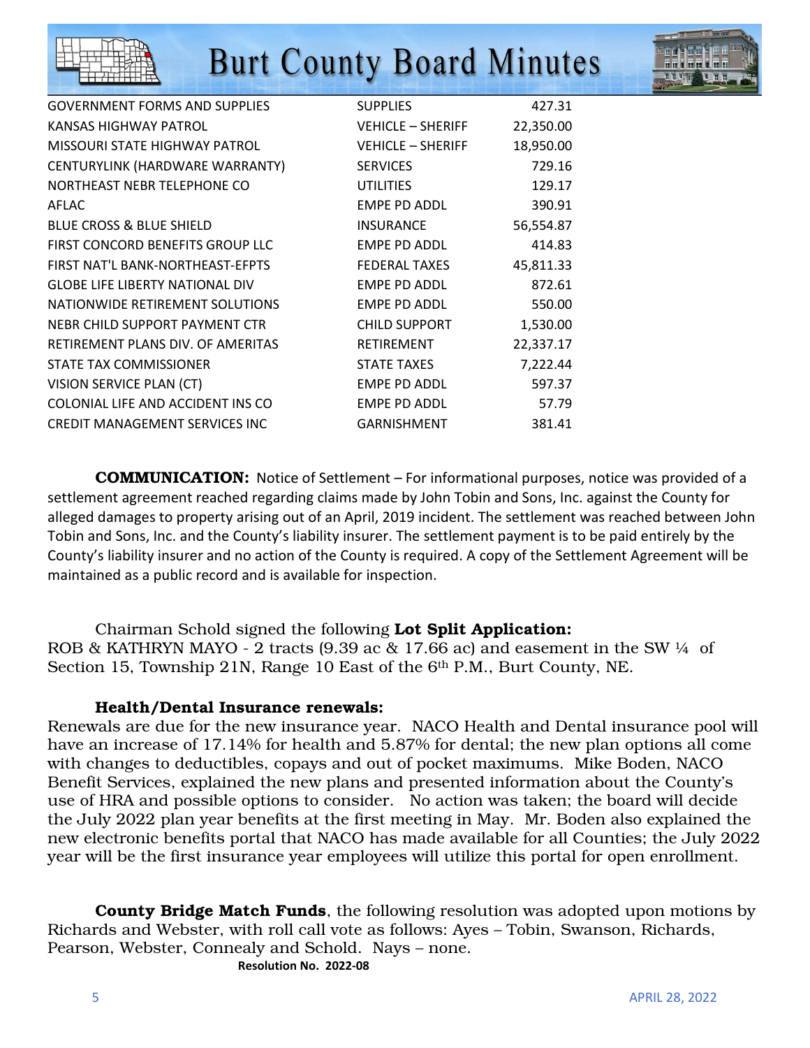| | | |
|---|---|---|
| GOVERNMENT FORMS AND SUPPLIES | SUPPLIES | 427.31 |
| KANSAS HIGHWAY PATROL | VEHICLE – SHERIFF | 22,350.00 |
| MISSOURI STATE HIGHWAY PATROL | VEHICLE – SHERIFF | 18,950.00 |
| CENTURYLINK (HARDWARE WARRANTY) | SERVICES | 729.16 |
| NORTHEAST NEBR TELEPHONE CO | UTILITIES | 129.17 |
| AFLAC | EMPE PD ADDL | 390.91 |
| BLUE CROSS & BLUE SHIELD | INSURANCE | 56,554.87 |
| FIRST CONCORD BENEFITS GROUP LLC | EMPE PD ADDL | 414.83 |
| FIRST NAT'L BANK-NORTHEAST-EFPTS | FEDERAL TAXES | 45,811.33 |
| GLOBE LIFE LIBERTY NATIONAL DIV | EMPE PD ADDL | 872.61 |
| NATIONWIDE RETIREMENT SOLUTIONS | EMPE PD ADDL | 550.00 |
| NEBR CHILD SUPPORT PAYMENT CTR | CHILD SUPPORT | 1,530.00 |
| RETIREMENT PLANS DIV. OF AMERITAS | RETIREMENT | 22,337.17 |
| STATE TAX COMMISSIONER | STATE TAXES | 7,222.44 |
| VISION SERVICE PLAN (CT) | EMPE PD ADDL | 597.37 |
| COLONIAL LIFE AND ACCIDENT INS CO | EMPE PD ADDL | 57.79 |
| CREDIT MANAGEMENT SERVICES INC | GARNISHMENT | 381.41 |

**COMMUNICATION:** Notice of Settlement – For informational purposes, notice was provided of a settlement agreement reached regarding claims made by John Tobin and Sons, Inc. against the County for alleged damages to property arising out of an April, 2019 incident. The settlement was reached between John Tobin and Sons, Inc. and the County's liability insurer. The settlement payment is to be paid entirely by the County's liability insurer and no action of the County is required. A copy of the Settlement Agreement will be maintained as a public record and is available for inspection.

Chairman Schold signed the following **Lot Split Application:**
ROB & KATHRYN MAYO - 2 tracts (9.39 ac & 17.66 ac) and easement in the SW ¼ of Section 15, Township 21N, Range 10 East of the 6th P.M., Burt County, NE.

**Health/Dental Insurance renewals:**
Renewals are due for the new insurance year. NACO Health and Dental insurance pool will have an increase of 17.14% for health and 5.87% for dental; the new plan options all come with changes to deductibles, copays and out of pocket maximums. Mike Boden, NACO Benefit Services, explained the new plans and presented information about the County's use of HRA and possible options to consider. No action was taken; the board will decide the July 2022 plan year benefits at the first meeting in May. Mr. Boden also explained the new electronic benefits portal that NACO has made available for all Counties; the July 2022 year will be the first insurance year employees will utilize this portal for open enrollment.

**County Bridge Match Funds**, the following resolution was adopted upon motions by Richards and Webster, with roll call vote as follows: Ayes – Tobin, Swanson, Richards, Pearson, Webster, Connealy and Schold. Nays – none.

**Resolution No. 2022-08**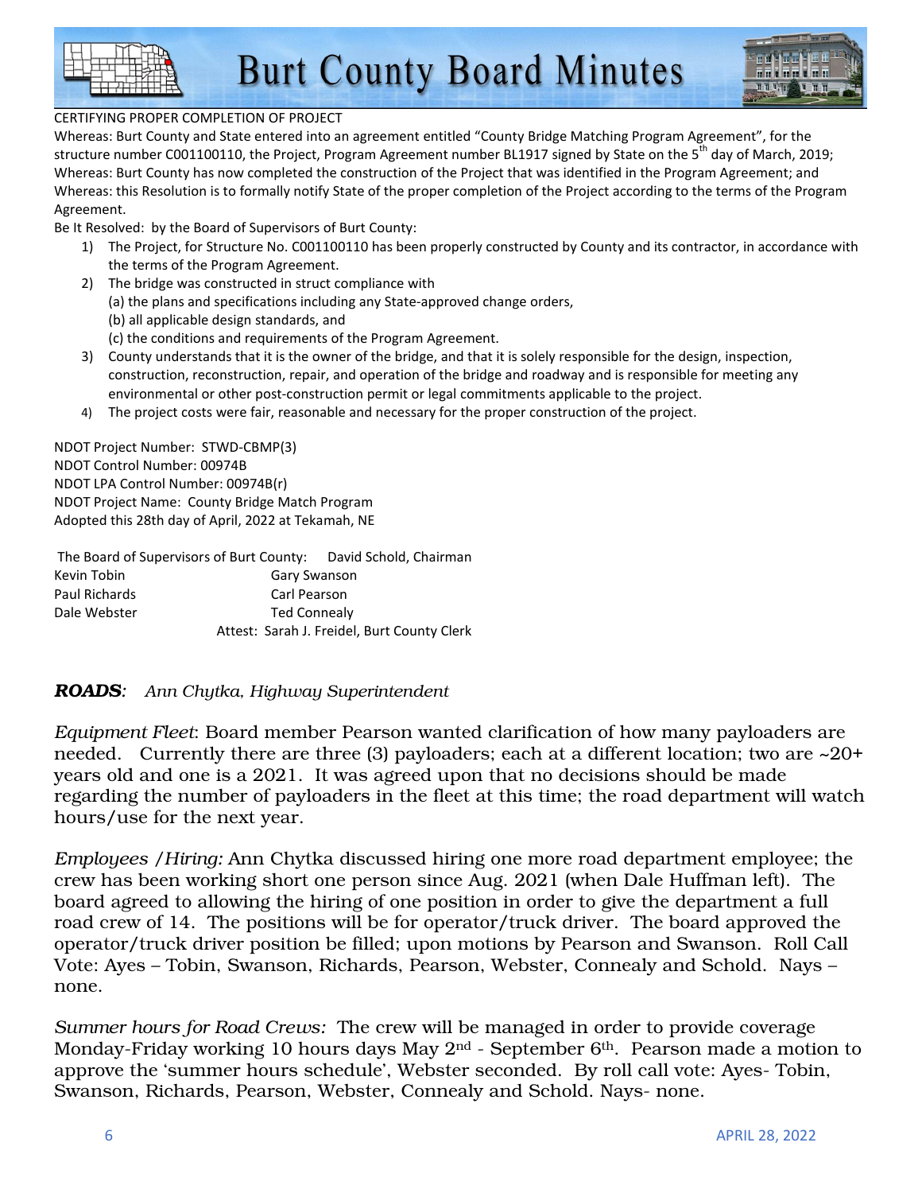CERTIFYING PROPER COMPLETION OF PROJECT

Whereas: Burt County and State entered into an agreement entitled "County Bridge Matching Program Agreement", for the structure number C001100110, the Project, Program Agreement number BL1917 signed by State on the 5th day of March, 2019;
Whereas: Burt County has now completed the construction of the Project that was identified in the Program Agreement; and
Whereas: this Resolution is to formally notify State of the proper completion of the Project according to the terms of the Program Agreement.

Be It Resolved: by the Board of Supervisors of Burt County:

1) The Project, for Structure No. C001100110 has been properly constructed by County and its contractor, in accordance with the terms of the Program Agreement.
2) The bridge was constructed in struct compliance with
   (a) the plans and specifications including any State-approved change orders,
   (b) all applicable design standards, and
   (c) the conditions and requirements of the Program Agreement.
3) County understands that it is the owner of the bridge, and that it is solely responsible for the design, inspection, construction, reconstruction, repair, and operation of the bridge and roadway and is responsible for meeting any environmental or other post-construction permit or legal commitments applicable to the project.
4) The project costs were fair, reasonable and necessary for the proper construction of the project.

NDOT Project Number: STWD-CBMP(3)
NDOT Control Number: 00974B
NDOT LPA Control Number: 00974B(r)
NDOT Project Name: County Bridge Match Program
Adopted this 28th day of April, 2022 at Tekamah, NE

The Board of Supervisors of Burt County: David Schold, Chairman
Kevin Tobin — Gary Swanson
Paul Richards — Carl Pearson
Dale Webster — Ted Connealy
Attest: Sarah J. Freidel, Burt County Clerk

***ROADS****: Ann Chytka, Highway Superintendent*

*Equipment Fleet*: Board member Pearson wanted clarification of how many payloaders are needed. Currently there are three (3) payloaders; each at a different location; two are ~20+ years old and one is a 2021. It was agreed upon that no decisions should be made regarding the number of payloaders in the fleet at this time; the road department will watch hours/use for the next year.

*Employees /Hiring:* Ann Chytka discussed hiring one more road department employee; the crew has been working short one person since Aug. 2021 (when Dale Huffman left). The board agreed to allowing the hiring of one position in order to give the department a full road crew of 14. The positions will be for operator/truck driver. The board approved the operator/truck driver position be filled; upon motions by Pearson and Swanson. Roll Call Vote: Ayes – Tobin, Swanson, Richards, Pearson, Webster, Connealy and Schold. Nays – none.

*Summer hours for Road Crews:* The crew will be managed in order to provide coverage Monday-Friday working 10 hours days May 2nd - September 6th. Pearson made a motion to approve the 'summer hours schedule', Webster seconded. By roll call vote: Ayes- Tobin, Swanson, Richards, Pearson, Webster, Connealy and Schold. Nays- none.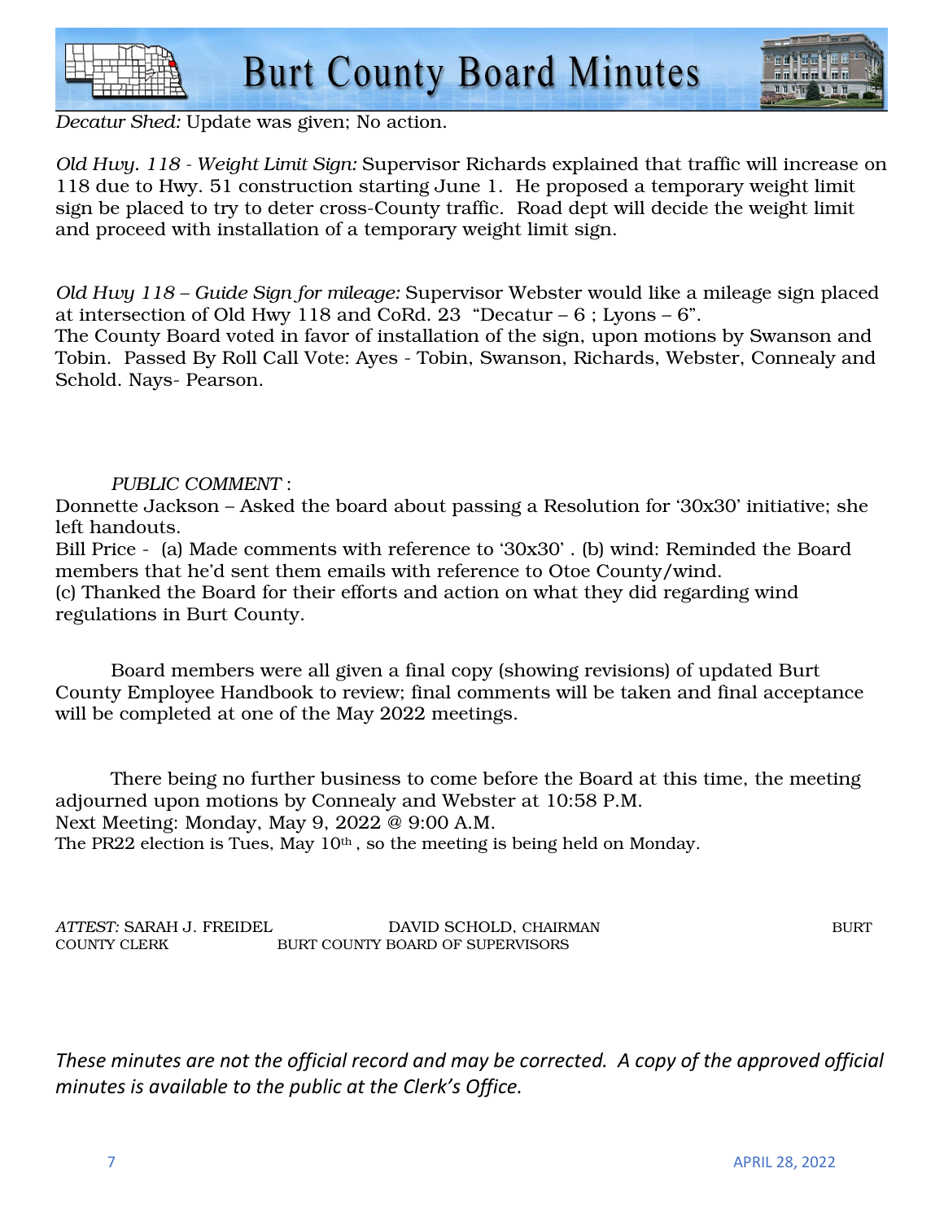*Decatur Shed:* Update was given; No action.

*Old Hwy. 118 - Weight Limit Sign:* Supervisor Richards explained that traffic will increase on 118 due to Hwy. 51 construction starting June 1. He proposed a temporary weight limit sign be placed to try to deter cross-County traffic. Road dept will decide the weight limit and proceed with installation of a temporary weight limit sign.

*Old Hwy 118 – Guide Sign for mileage:* Supervisor Webster would like a mileage sign placed at intersection of Old Hwy 118 and CoRd. 23 "Decatur – 6 ; Lyons – 6".
The County Board voted in favor of installation of the sign, upon motions by Swanson and Tobin. Passed By Roll Call Vote: Ayes - Tobin, Swanson, Richards, Webster, Connealy and Schold. Nays- Pearson.

*PUBLIC COMMENT* :
Donnette Jackson – Asked the board about passing a Resolution for '30x30' initiative; she left handouts.
Bill Price - (a) Made comments with reference to '30x30' . (b) wind: Reminded the Board members that he'd sent them emails with reference to Otoe County/wind.
(c) Thanked the Board for their efforts and action on what they did regarding wind regulations in Burt County.

Board members were all given a final copy (showing revisions) of updated Burt County Employee Handbook to review; final comments will be taken and final acceptance will be completed at one of the May 2022 meetings.

There being no further business to come before the Board at this time, the meeting adjourned upon motions by Connealy and Webster at 10:58 P.M.
Next Meeting: Monday, May 9, 2022 @ 9:00 A.M.
The PR22 election is Tues, May 10th , so the meeting is being held on Monday.

*ATTEST:* SARAH J. FREIDEL, BURT COUNTY CLERK
DAVID SCHOLD, CHAIRMAN, BURT COUNTY BOARD OF SUPERVISORS

*These minutes are not the official record and may be corrected. A copy of the approved official minutes is available to the public at the Clerk's Office.*